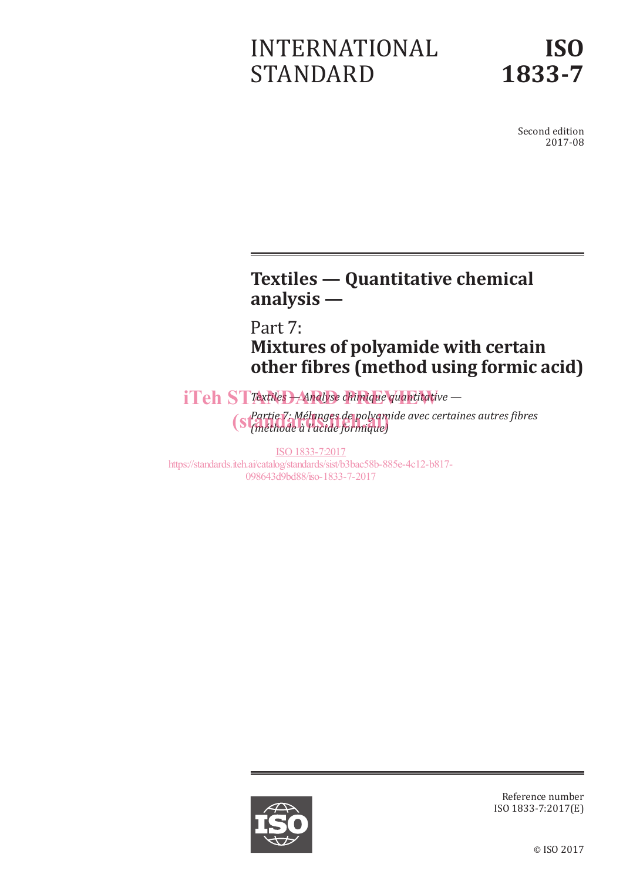# INTERNATIONAL STANDARD

# ISO 1833-7

Second edition
2017-08

## Textiles — Quantitative chemical analysis —

## Part 7:
## Mixtures of polyamide with certain other fibres (method using formic acid)

*Textiles — Analyse chimique quantitative —*

*Partie 7: Mélanges de polyamide avec certaines autres fibres (méthode à l'acide formique)*

iTeh STANDARD PREVIEW
(standards.iteh.ai)

ISO 1833-7:2017
https://standards.iteh.ai/catalog/standards/sist/b3bac58b-885e-4c12-b817-098643d9bd88/iso-1833-7-2017

Reference number
ISO 1833-7:2017(E)

© ISO 2017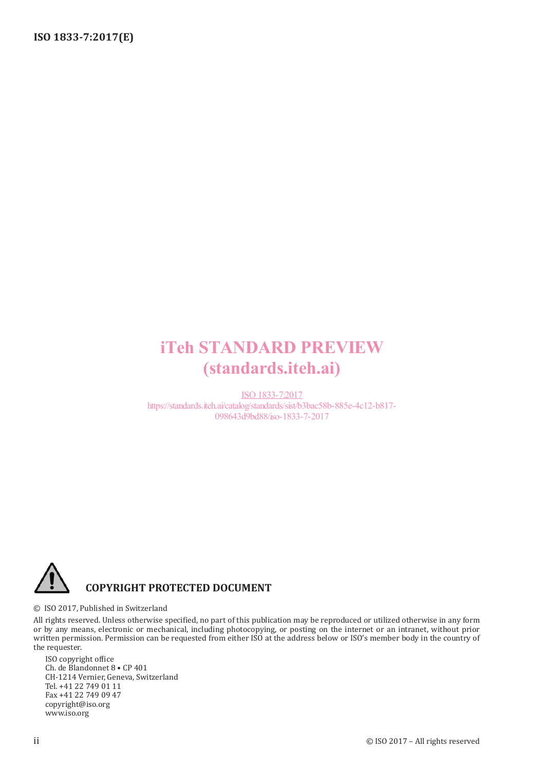iTeh STANDARD PREVIEW
(standards.iteh.ai)

ISO 1833-7:2017
https://standards.iteh.ai/catalog/standards/sist/b3bac58b-885e-4c12-b817-098643d9bd88/iso-1833-7-2017

**COPYRIGHT PROTECTED DOCUMENT**

© ISO 2017, Published in Switzerland

All rights reserved. Unless otherwise specified, no part of this publication may be reproduced or utilized otherwise in any form or by any means, electronic or mechanical, including photocopying, or posting on the internet or an intranet, without prior written permission. Permission can be requested from either ISO at the address below or ISO's member body in the country of the requester.

ISO copyright office
Ch. de Blandonnet 8 • CP 401
CH-1214 Vernier, Geneva, Switzerland
Tel. +41 22 749 01 11
Fax +41 22 749 09 47
copyright@iso.org
www.iso.org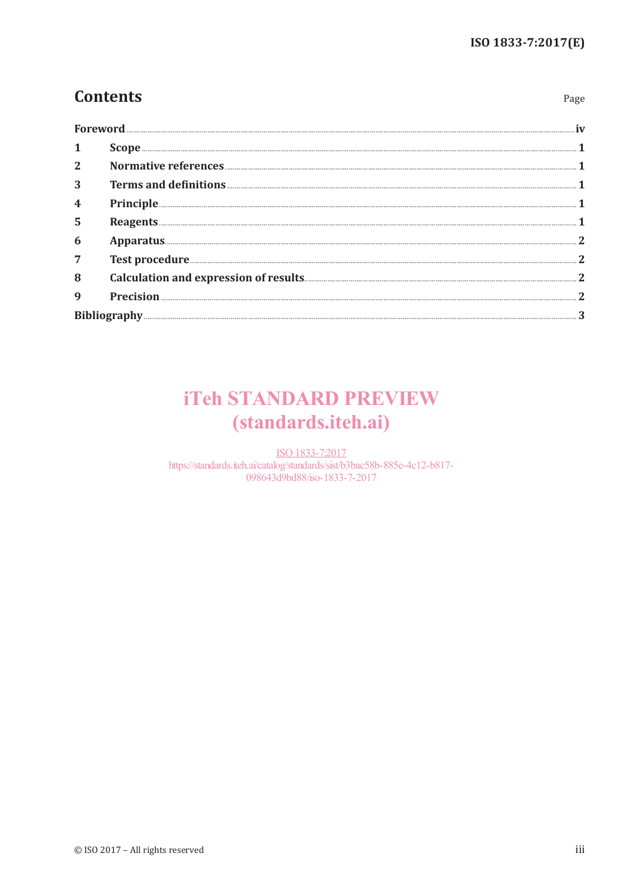# Contents

Page

| | | |
|---|---|---|
| Foreword | | iv |
| 1 | Scope | 1 |
| 2 | Normative references | 1 |
| 3 | Terms and definitions | 1 |
| 4 | Principle | 1 |
| 5 | Reagents | 1 |
| 6 | Apparatus | 2 |
| 7 | Test procedure | 2 |
| 8 | Calculation and expression of results | 2 |
| 9 | Precision | 2 |
| Bibliography | | 3 |

iTeh STANDARD PREVIEW
(standards.iteh.ai)

ISO 1833-7:2017
https://standards.iteh.ai/catalog/standards/sist/b3bac58b-885e-4c12-b817-098643d9bd88/iso-1833-7-2017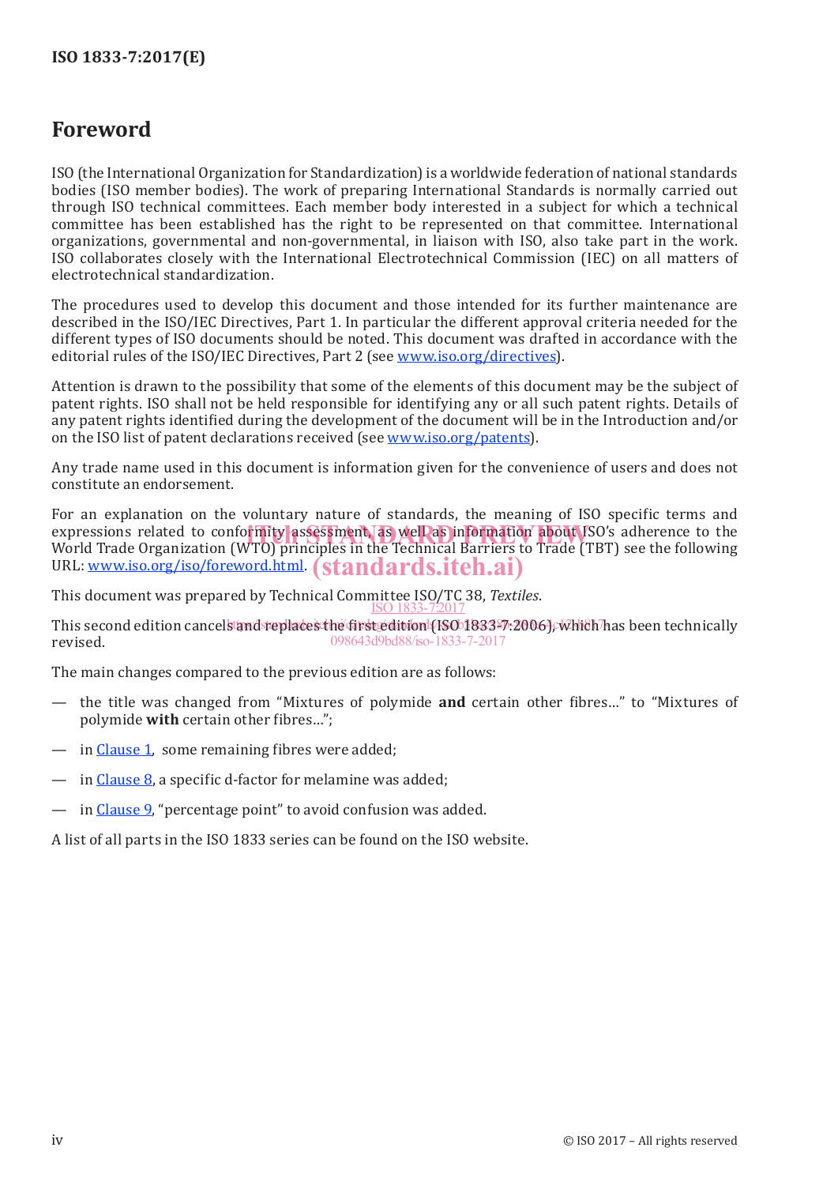# Foreword

ISO (the International Organization for Standardization) is a worldwide federation of national standards bodies (ISO member bodies). The work of preparing International Standards is normally carried out through ISO technical committees. Each member body interested in a subject for which a technical committee has been established has the right to be represented on that committee. International organizations, governmental and non-governmental, in liaison with ISO, also take part in the work. ISO collaborates closely with the International Electrotechnical Commission (IEC) on all matters of electrotechnical standardization.

The procedures used to develop this document and those intended for its further maintenance are described in the ISO/IEC Directives, Part 1. In particular the different approval criteria needed for the different types of ISO documents should be noted. This document was drafted in accordance with the editorial rules of the ISO/IEC Directives, Part 2 (see www.iso.org/directives).

Attention is drawn to the possibility that some of the elements of this document may be the subject of patent rights. ISO shall not be held responsible for identifying any or all such patent rights. Details of any patent rights identified during the development of the document will be in the Introduction and/or on the ISO list of patent declarations received (see www.iso.org/patents).

Any trade name used in this document is information given for the convenience of users and does not constitute an endorsement.

For an explanation on the voluntary nature of standards, the meaning of ISO specific terms and expressions related to conformity assessment, as well as information about ISO's adherence to the World Trade Organization (WTO) principles in the Technical Barriers to Trade (TBT) see the following URL: www.iso.org/iso/foreword.html.

This document was prepared by Technical Committee ISO/TC 38, *Textiles*.

This second edition cancels and replaces the first edition (ISO 1833-7:2006), which has been technically revised.

The main changes compared to the previous edition are as follows:

— the title was changed from "Mixtures of polymide **and** certain other fibres..." to "Mixtures of polymide **with** certain other fibres...";

— in Clause 1, some remaining fibres were added;

— in Clause 8, a specific d-factor for melamine was added;

— in Clause 9, "percentage point" to avoid confusion was added.

A list of all parts in the ISO 1833 series can be found on the ISO website.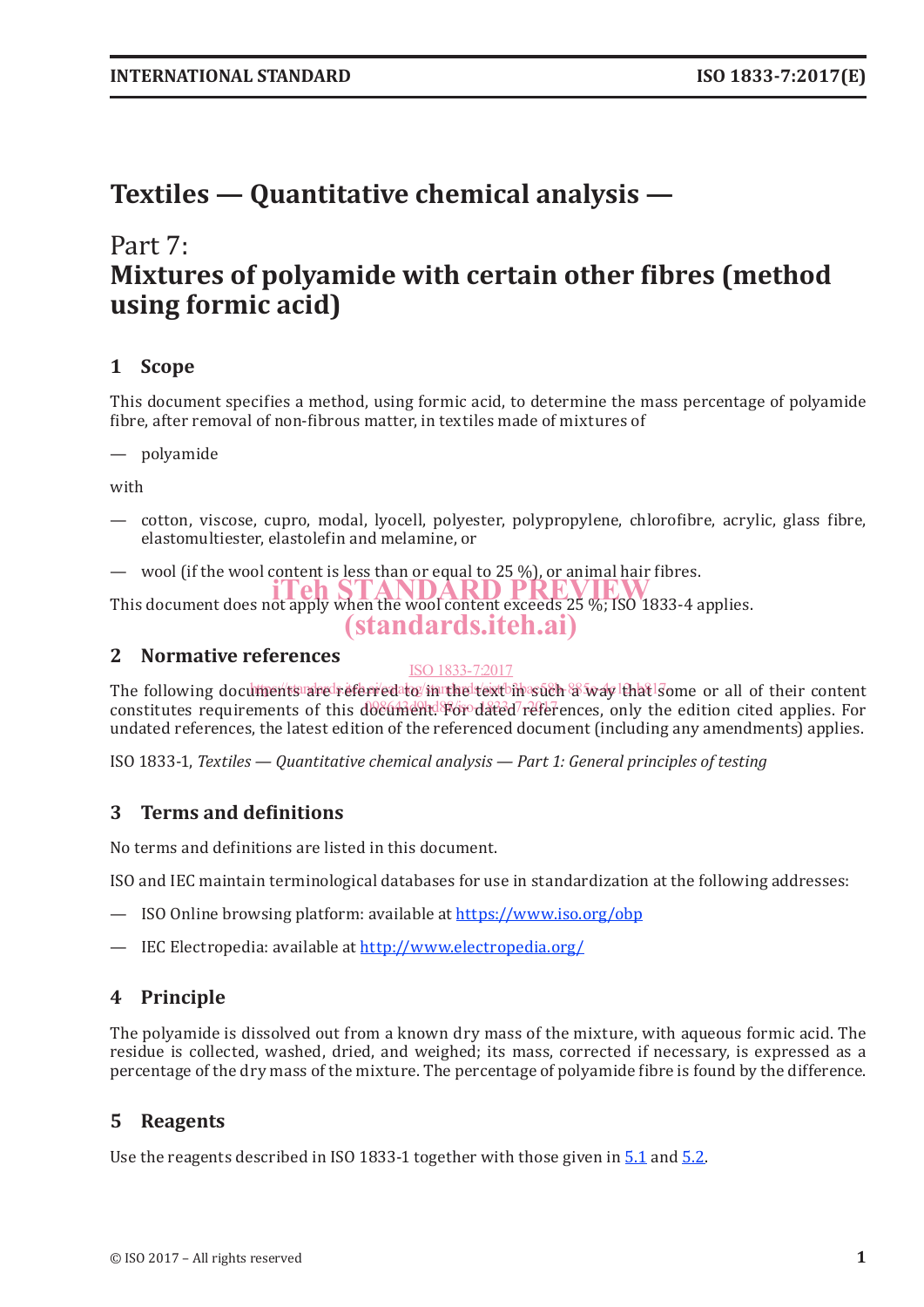# Textiles — Quantitative chemical analysis —

## Part 7: Mixtures of polyamide with certain other fibres (method using formic acid)

## 1 Scope

This document specifies a method, using formic acid, to determine the mass percentage of polyamide fibre, after removal of non-fibrous matter, in textiles made of mixtures of

— polyamide

with

— cotton, viscose, cupro, modal, lyocell, polyester, polypropylene, chlorofibre, acrylic, glass fibre, elastomultiester, elastolefin and melamine, or

— wool (if the wool content is less than or equal to 25 %), or animal hair fibres.

This document does not apply when the wool content exceeds 25 %; ISO 1833-4 applies.

## 2 Normative references

The following documents are referred to in the text in such a way that some or all of their content constitutes requirements of this document. For dated references, only the edition cited applies. For undated references, the latest edition of the referenced document (including any amendments) applies.

ISO 1833-1, *Textiles — Quantitative chemical analysis — Part 1: General principles of testing*

## 3 Terms and definitions

No terms and definitions are listed in this document.

ISO and IEC maintain terminological databases for use in standardization at the following addresses:

— ISO Online browsing platform: available at https://www.iso.org/obp

— IEC Electropedia: available at http://www.electropedia.org/

## 4 Principle

The polyamide is dissolved out from a known dry mass of the mixture, with aqueous formic acid. The residue is collected, washed, dried, and weighed; its mass, corrected if necessary, is expressed as a percentage of the dry mass of the mixture. The percentage of polyamide fibre is found by the difference.

## 5 Reagents

Use the reagents described in ISO 1833-1 together with those given in 5.1 and 5.2.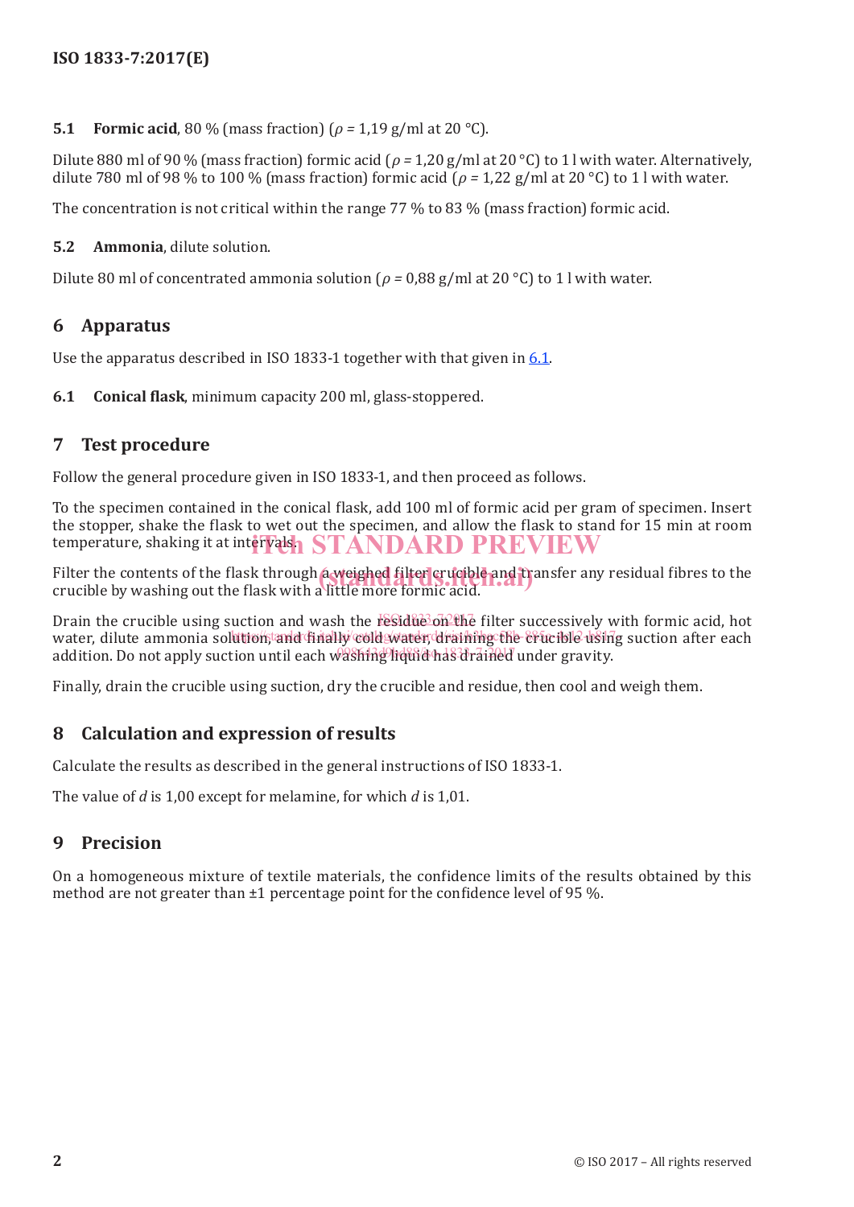**5.1 Formic acid**, 80 % (mass fraction) ($\rho$ = 1,19 g/ml at 20 °C).

Dilute 880 ml of 90 % (mass fraction) formic acid ($\rho$ = 1,20 g/ml at 20 °C) to 1 l with water. Alternatively, dilute 780 ml of 98 % to 100 % (mass fraction) formic acid ($\rho$ = 1,22 g/ml at 20 °C) to 1 l with water.

The concentration is not critical within the range 77 % to 83 % (mass fraction) formic acid.

**5.2 Ammonia**, dilute solution.

Dilute 80 ml of concentrated ammonia solution ($\rho$ = 0,88 g/ml at 20 °C) to 1 l with water.

## 6 Apparatus

Use the apparatus described in ISO 1833-1 together with that given in 6.1.

**6.1 Conical flask**, minimum capacity 200 ml, glass-stoppered.

## 7 Test procedure

Follow the general procedure given in ISO 1833-1, and then proceed as follows.

To the specimen contained in the conical flask, add 100 ml of formic acid per gram of specimen. Insert the stopper, shake the flask to wet out the specimen, and allow the flask to stand for 15 min at room temperature, shaking it at intervals.

Filter the contents of the flask through a weighed filter crucible and transfer any residual fibres to the crucible by washing out the flask with a little more formic acid.

Drain the crucible using suction and wash the residue on the filter successively with formic acid, hot water, dilute ammonia solution, and finally cold water, draining the crucible using suction after each addition. Do not apply suction until each washing liquid has drained under gravity.

Finally, drain the crucible using suction, dry the crucible and residue, then cool and weigh them.

## 8 Calculation and expression of results

Calculate the results as described in the general instructions of ISO 1833-1.

The value of $d$ is 1,00 except for melamine, for which $d$ is 1,01.

## 9 Precision

On a homogeneous mixture of textile materials, the confidence limits of the results obtained by this method are not greater than ±1 percentage point for the confidence level of 95 %.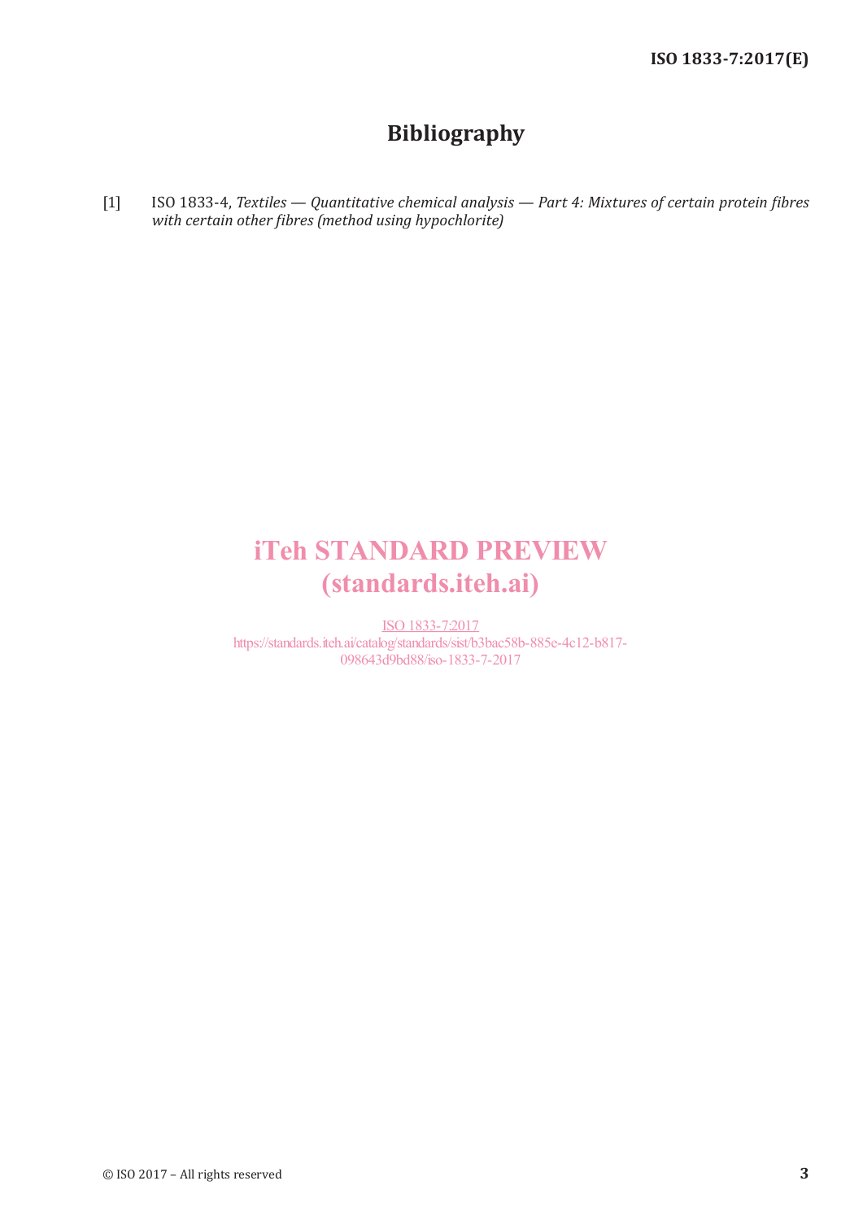# Bibliography

[1] ISO 1833-4, *Textiles — Quantitative chemical analysis — Part 4: Mixtures of certain protein fibres with certain other fibres (method using hypochlorite)*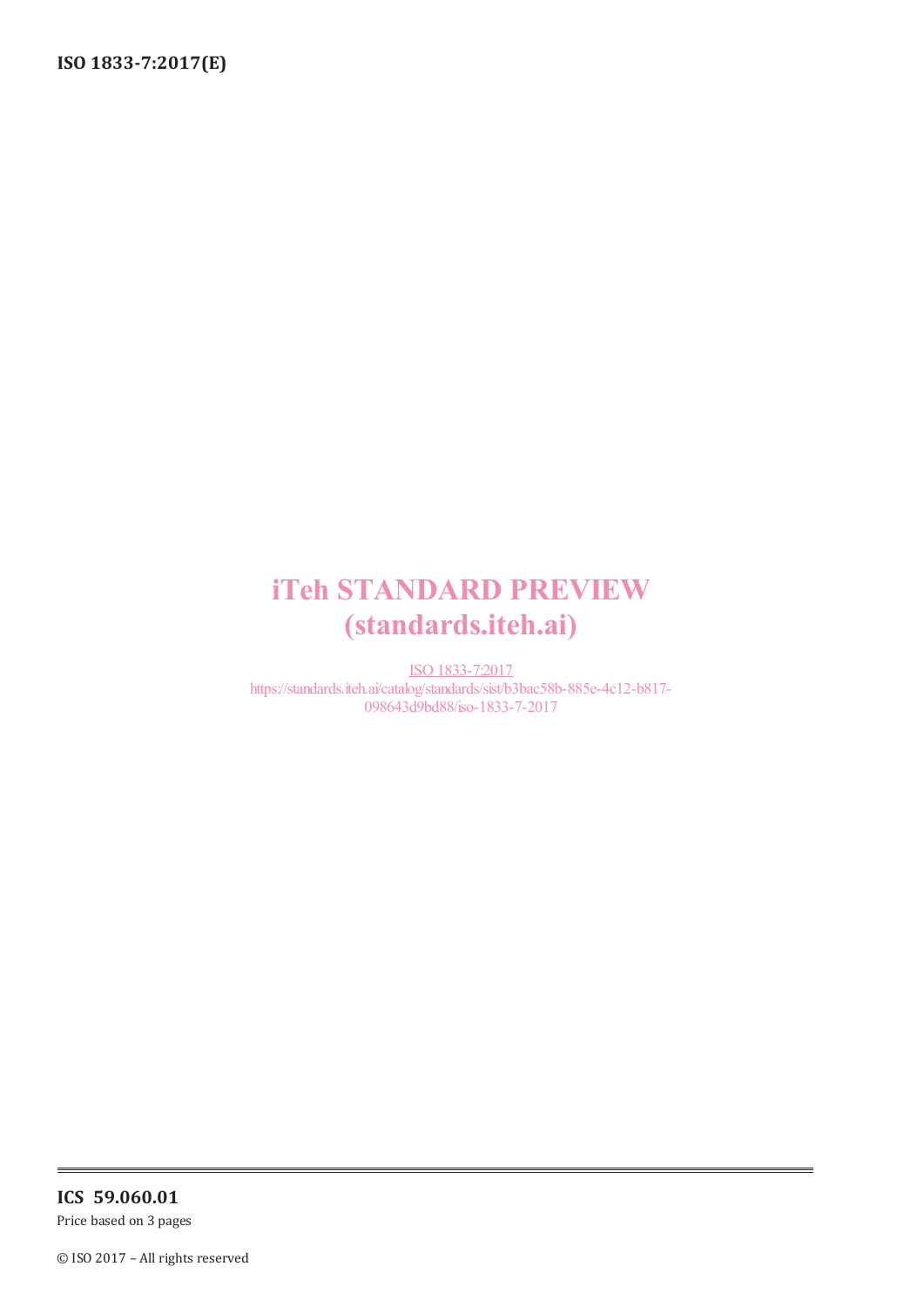iTeh STANDARD PREVIEW
(standards.iteh.ai)

ISO 1833-7:2017
https://standards.iteh.ai/catalog/standards/sist/b3bac58b-885e-4c12-b817-098643d9bd88/iso-1833-7-2017

**ICS 59.060.01**

Price based on 3 pages